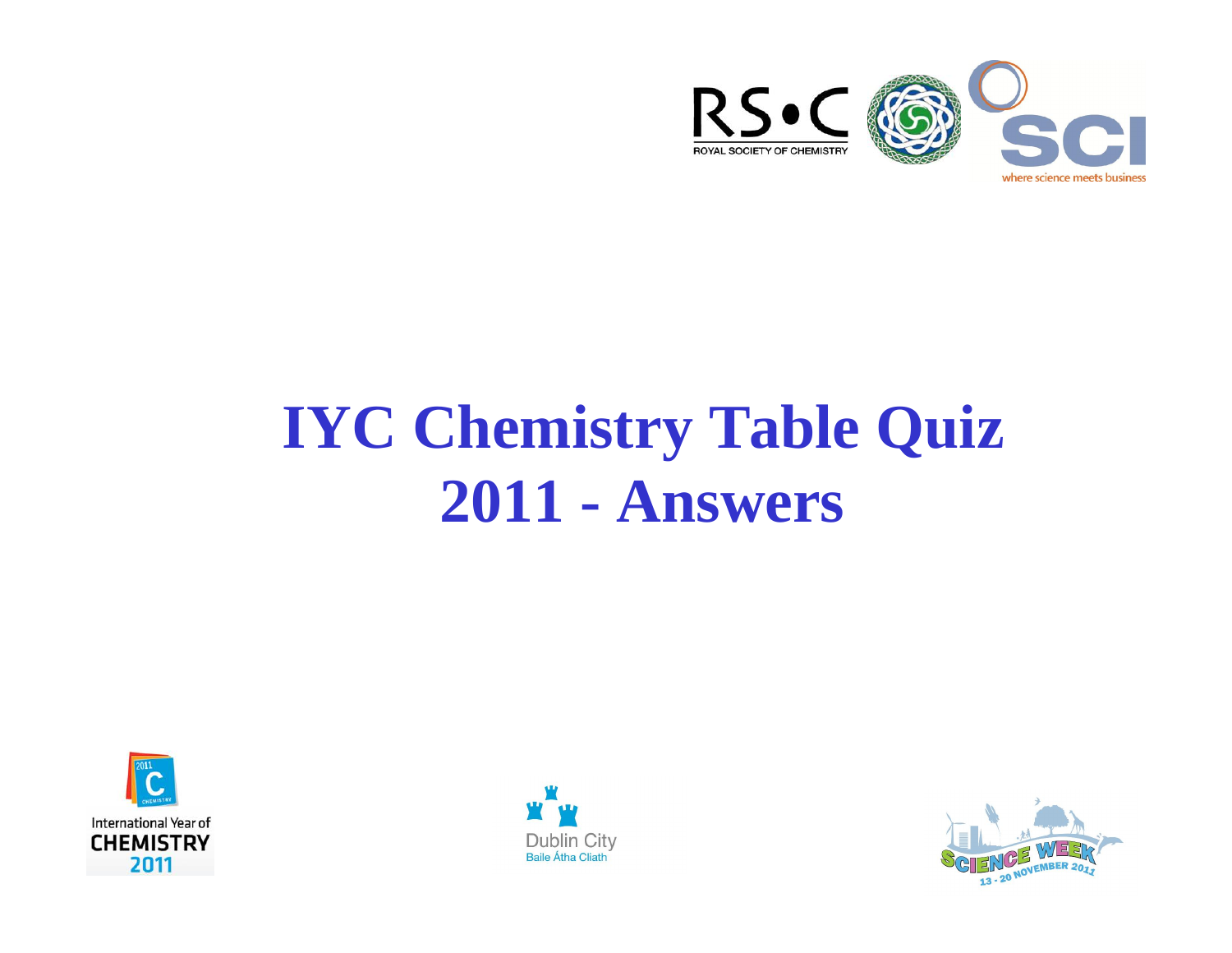# IYC Chemistry Table Quiz 2011 - Answers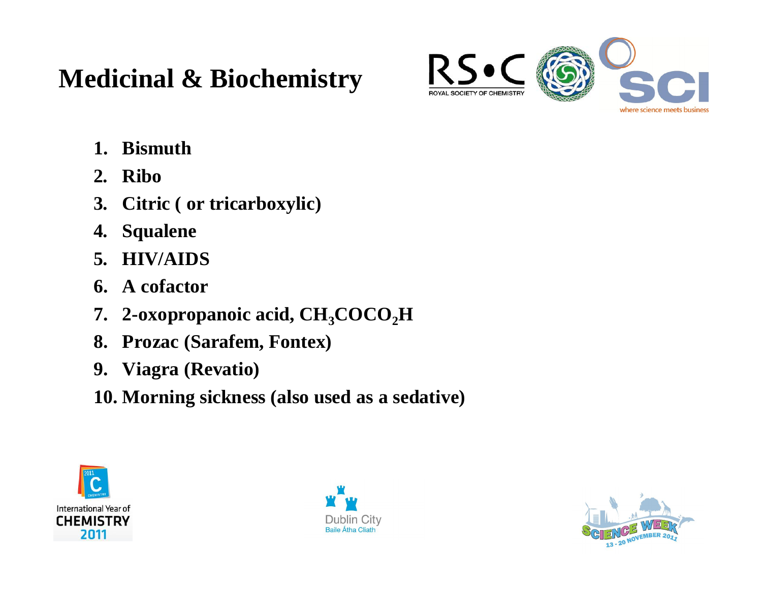# Medicinal & Biochemistry

1. **Bismuth**
2. **Ribo**
3. **Citric ( or tricarboxylic)**
4. **Squalene**
5. **HIV/AIDS**
6. **A cofactor**
7. **2-oxopropanoic acid, $CH_3COCO_2H$**
8. **Prozac (Sarafem, Fontex)**
9. **Viagra (Revatio)**
10. **Morning sickness (also used as a sedative)**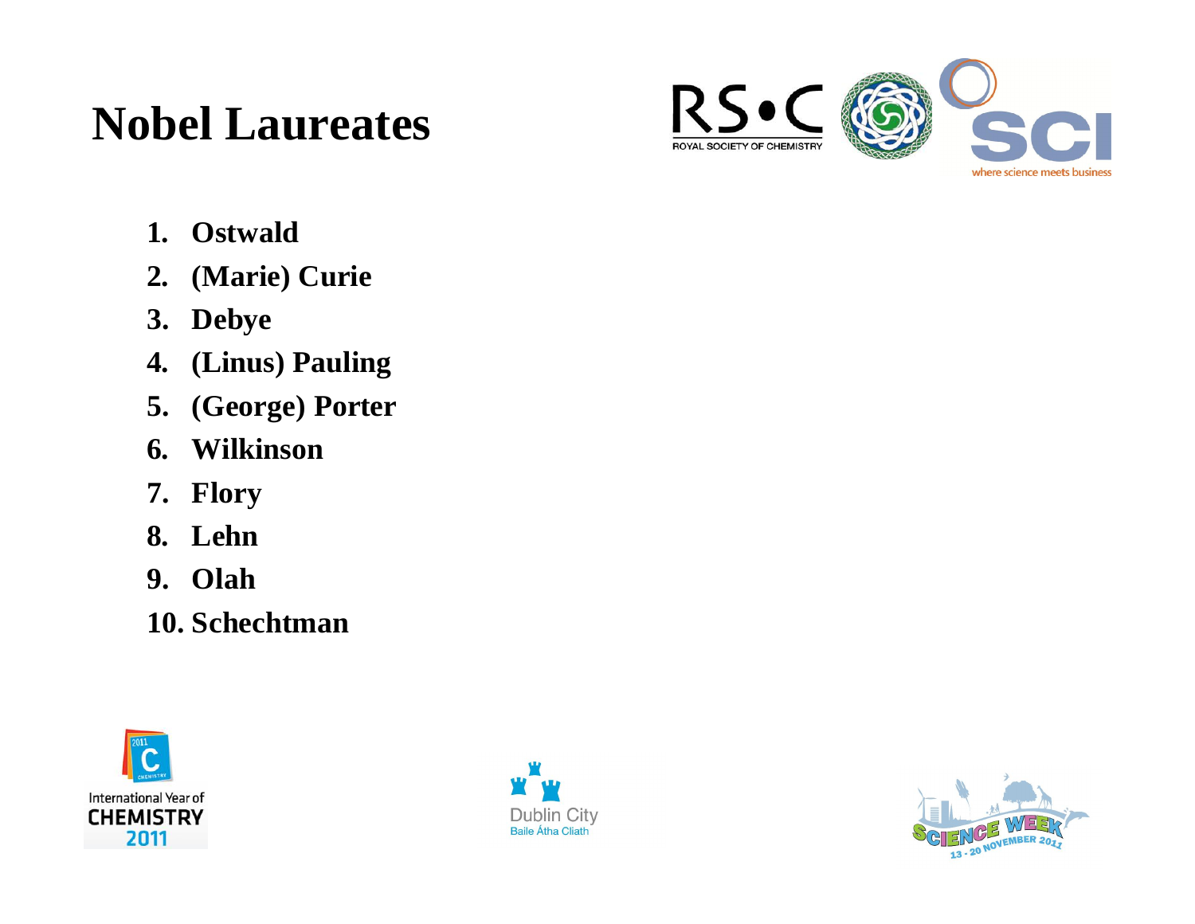# Nobel Laureates

1. Ostwald
2. (Marie) Curie
3. Debye
4. (Linus) Pauling
5. (George) Porter
6. Wilkinson
7. Flory
8. Lehn
9. Olah
10. Schechtman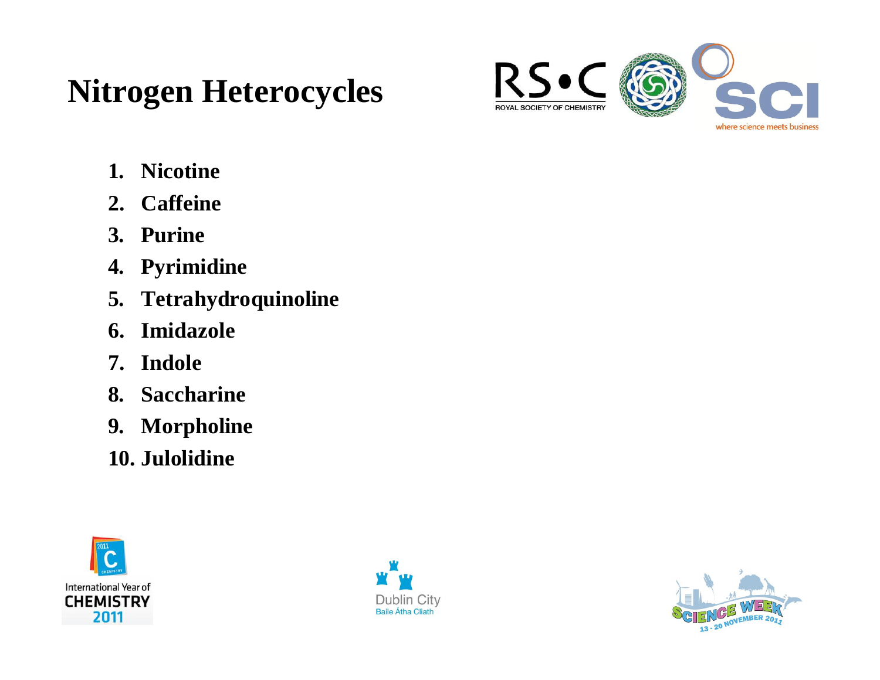# Nitrogen Heterocycles

1. Nicotine
2. Caffeine
3. Purine
4. Pyrimidine
5. Tetrahydroquinoline
6. Imidazole
7. Indole
8. Saccharine
9. Morpholine
10. Julolidine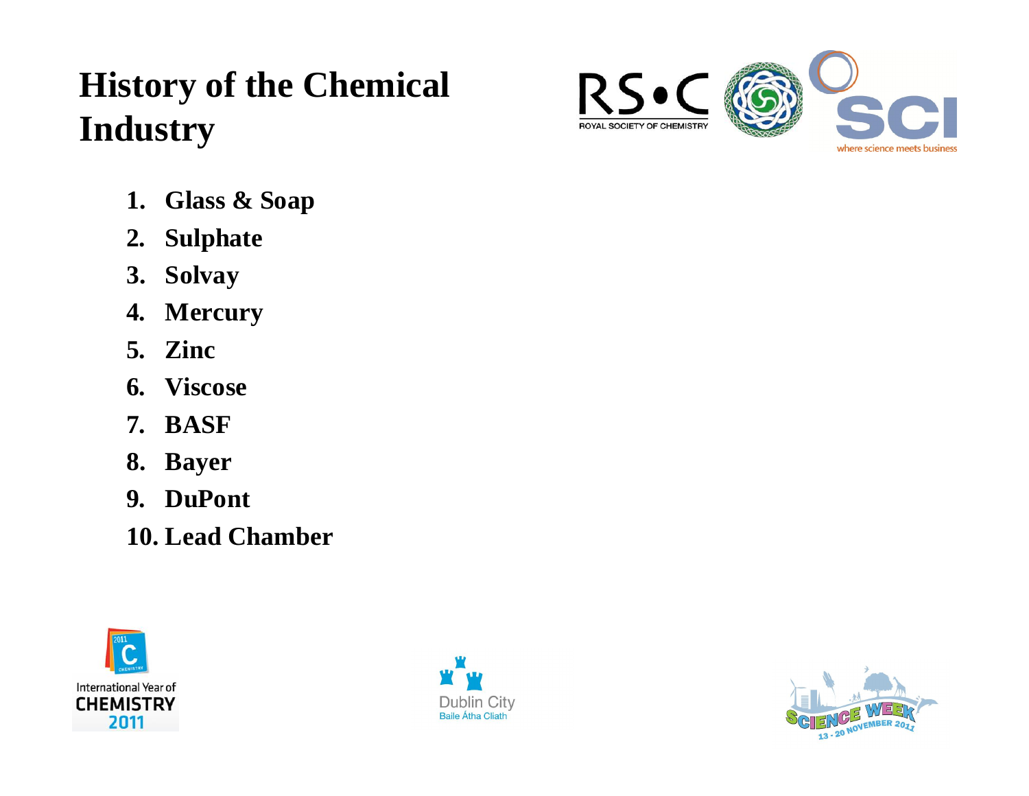# History of the Chemical Industry

1. Glass & Soap
2. Sulphate
3. Solvay
4. Mercury
5. Zinc
6. Viscose
7. BASF
8. Bayer
9. DuPont
10. Lead Chamber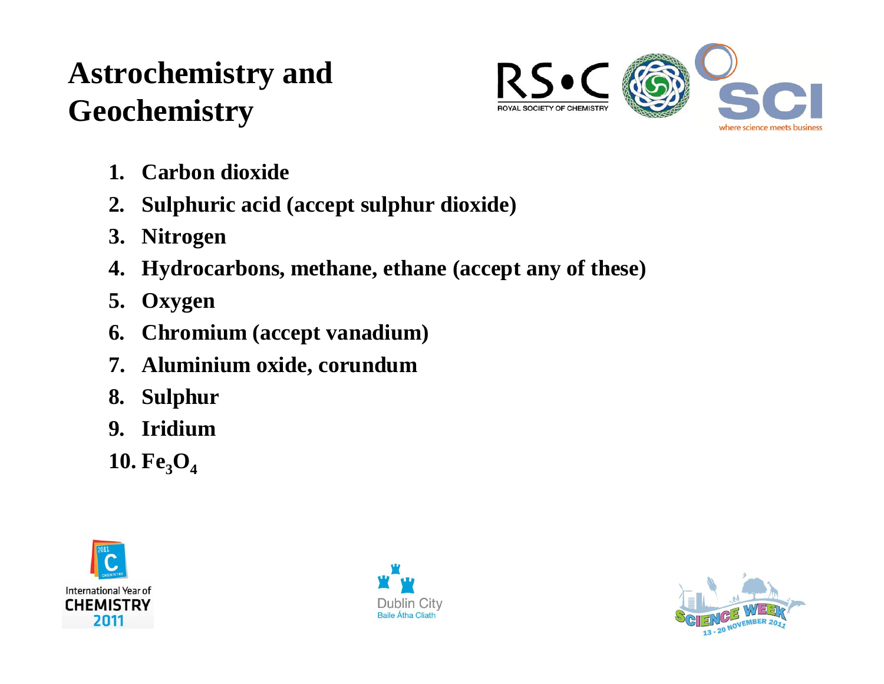# Astrochemistry and Geochemistry

1. **Carbon dioxide**
2. **Sulphuric acid (accept sulphur dioxide)**
3. **Nitrogen**
4. **Hydrocarbons, methane, ethane (accept any of these)**
5. **Oxygen**
6. **Chromium (accept vanadium)**
7. **Aluminium oxide, corundum**
8. **Sulphur**
9. **Iridium**
10. **$Fe_3O_4$**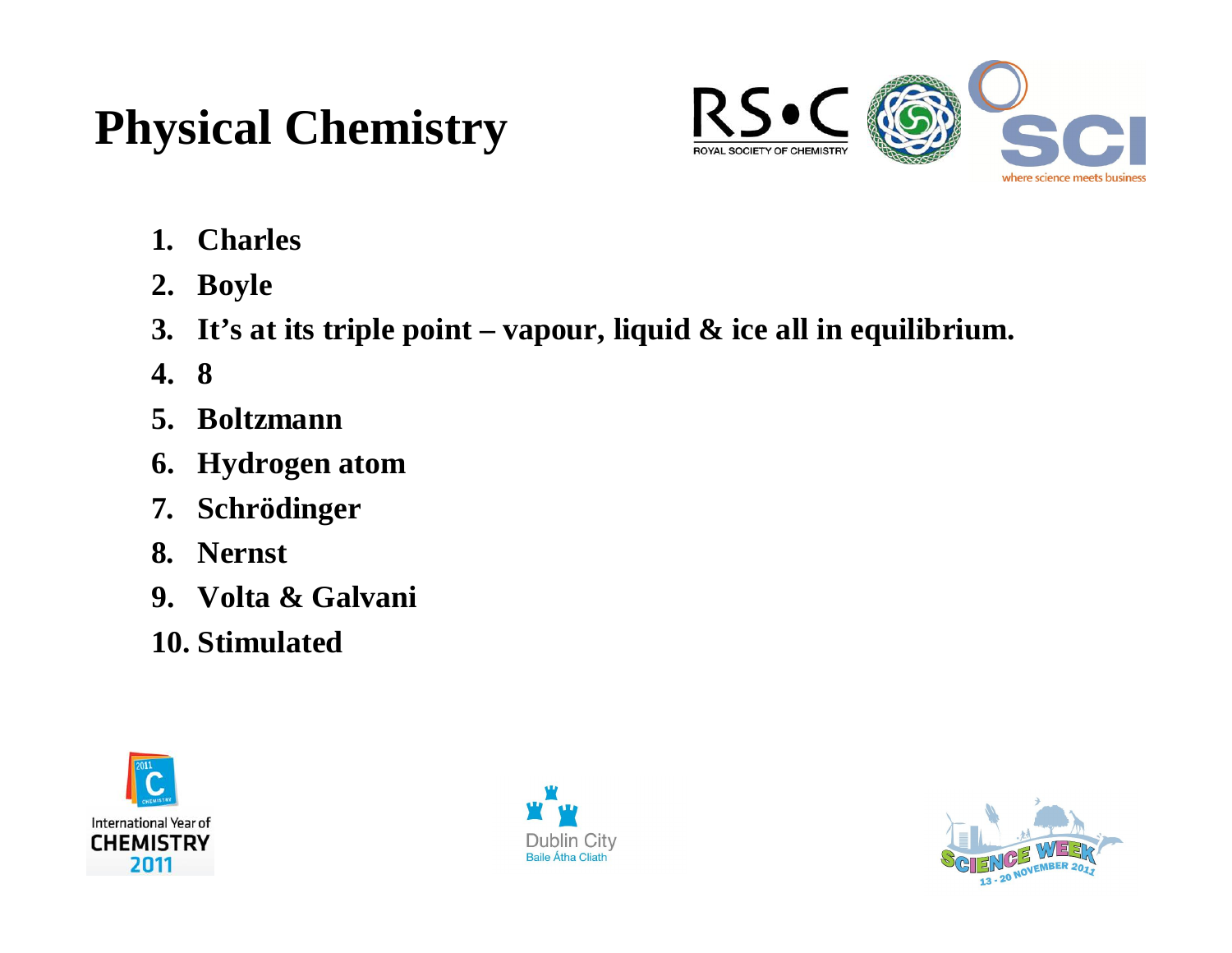# Physical Chemistry

1. **Charles**
2. **Boyle**
3. **It's at its triple point – vapour, liquid & ice all in equilibrium.**
4. **8**
5. **Boltzmann**
6. **Hydrogen atom**
7. **Schrödinger**
8. **Nernst**
9. **Volta & Galvani**
10. **Stimulated**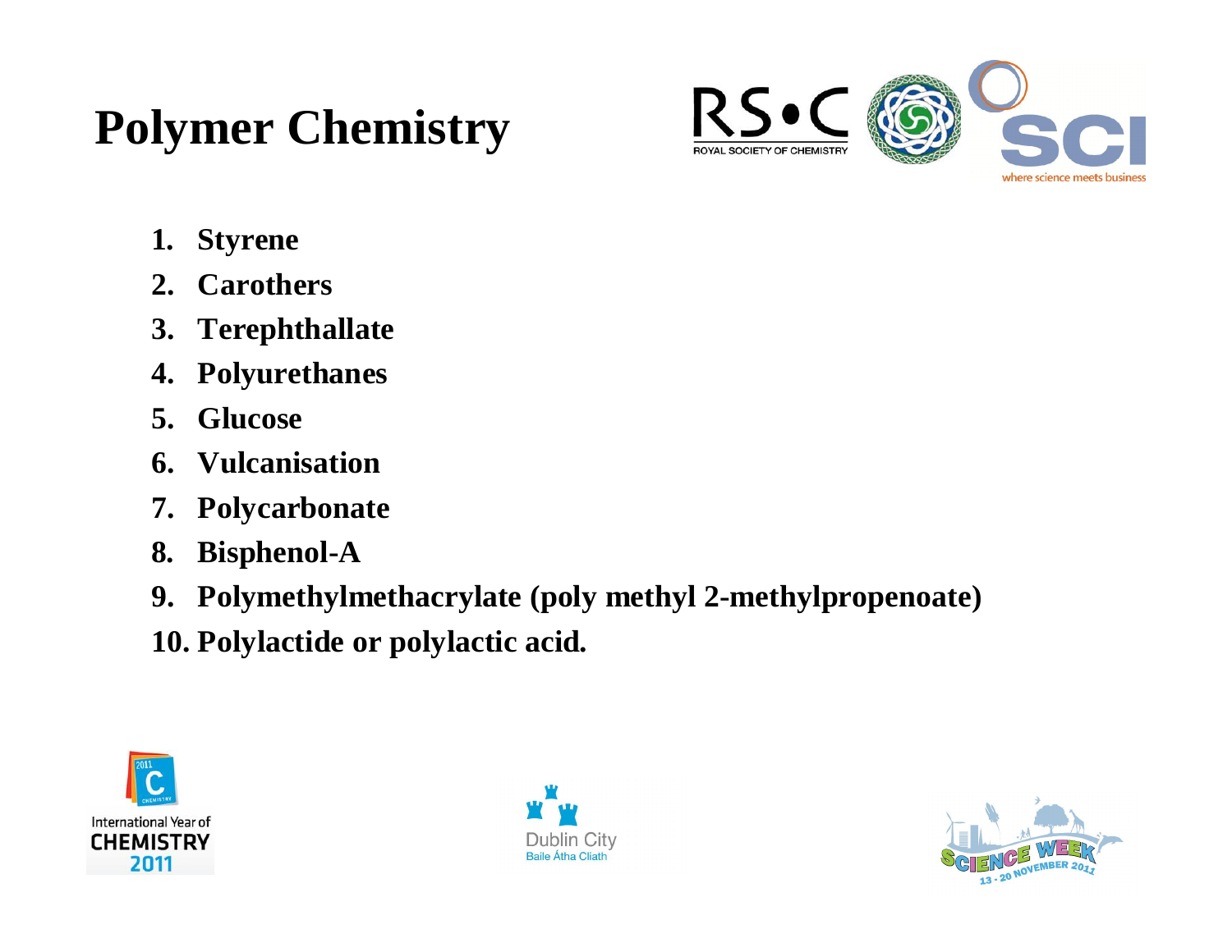# Polymer Chemistry

1. Styrene
2. Carothers
3. Terephthallate
4. Polyurethanes
5. Glucose
6. Vulcanisation
7. Polycarbonate
8. Bisphenol-A
9. Polymethylmethacrylate (poly methyl 2-methylpropenoate)
10. Polylactide or polylactic acid.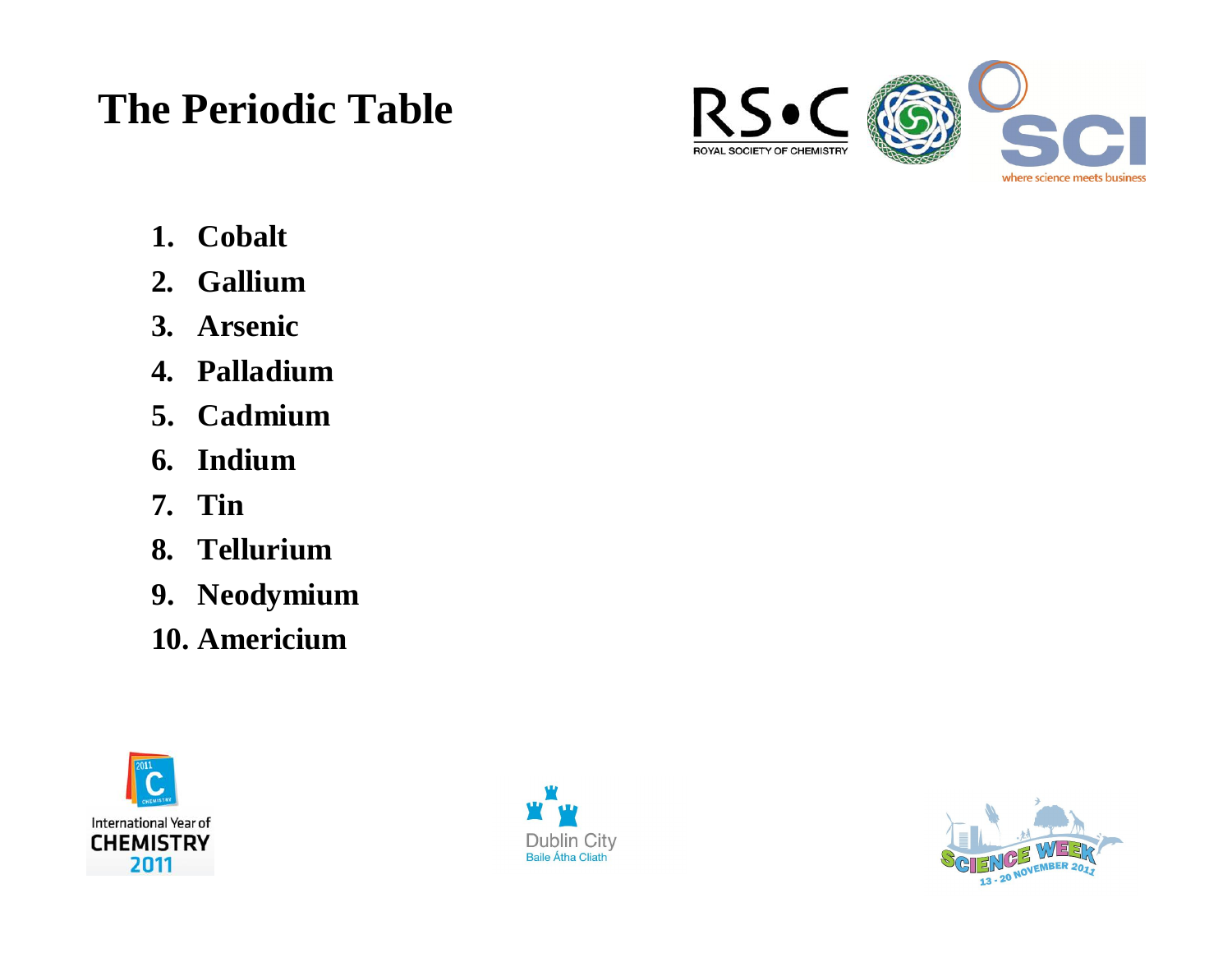# The Periodic Table

1. Cobalt
2. Gallium
3. Arsenic
4. Palladium
5. Cadmium
6. Indium
7. Tin
8. Tellurium
9. Neodymium
10. Americium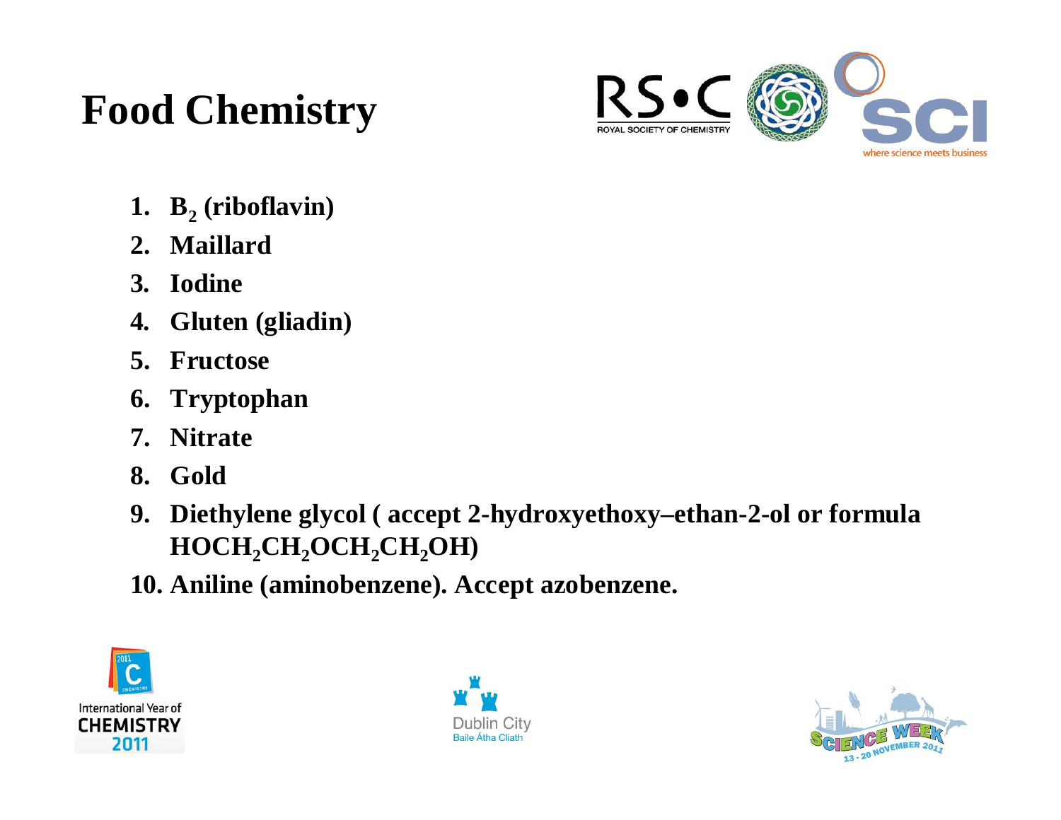# Food Chemistry

1. **$B_2$ (riboflavin)**
2. **Maillard**
3. **Iodine**
4. **Gluten (gliadin)**
5. **Fructose**
6. **Tryptophan**
7. **Nitrate**
8. **Gold**
9. **Diethylene glycol ( accept 2-hydroxyethoxy–ethan-2-ol or formula $HOCH_2CH_2OCH_2CH_2OH$)**
10. **Aniline (aminobenzene). Accept azobenzene.**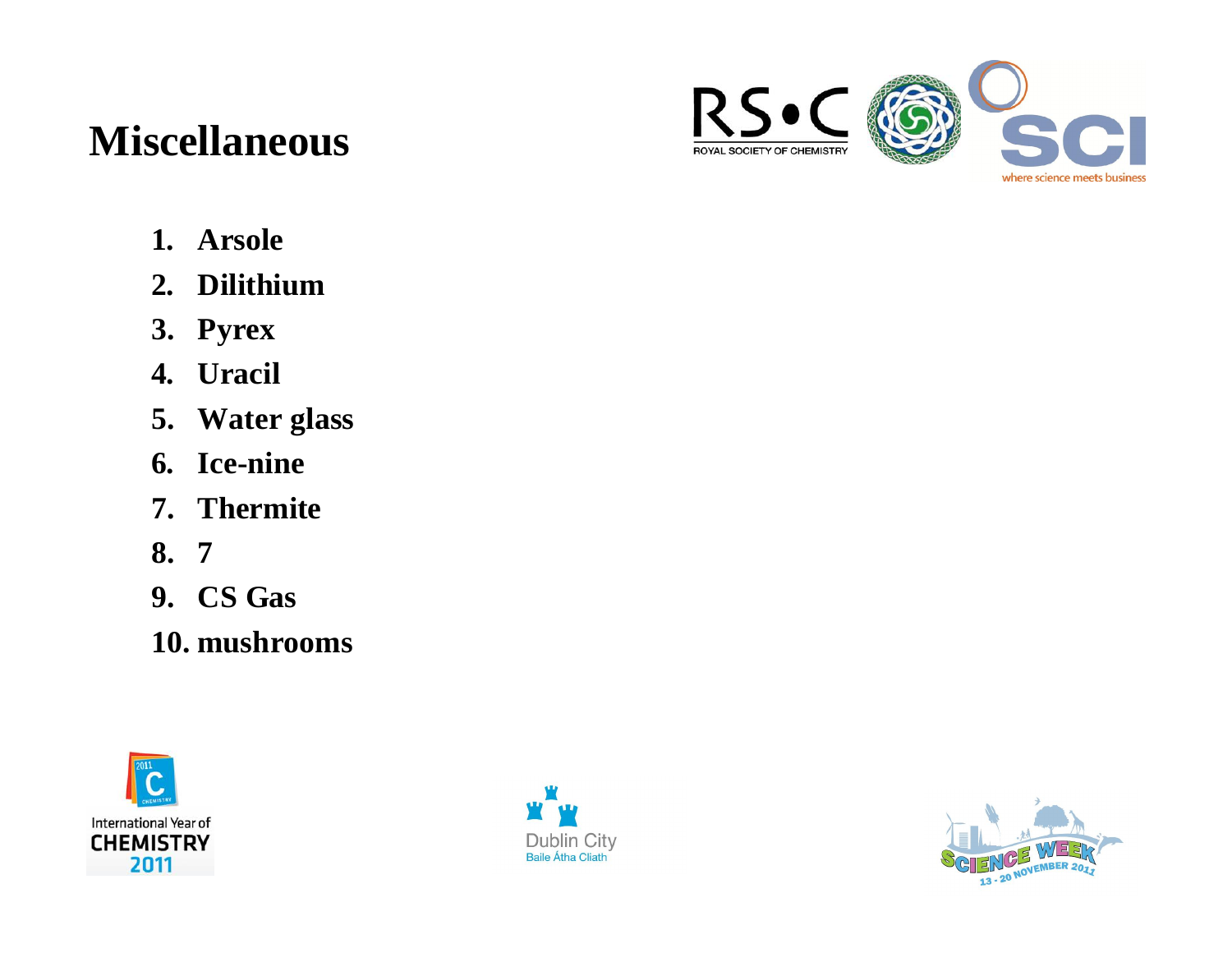# Miscellaneous

1. **Arsole**
2. **Dilithium**
3. **Pyrex**
4. **Uracil**
5. **Water glass**
6. **Ice-nine**
7. **Thermite**
8. **7**
9. **CS Gas**
10. **mushrooms**